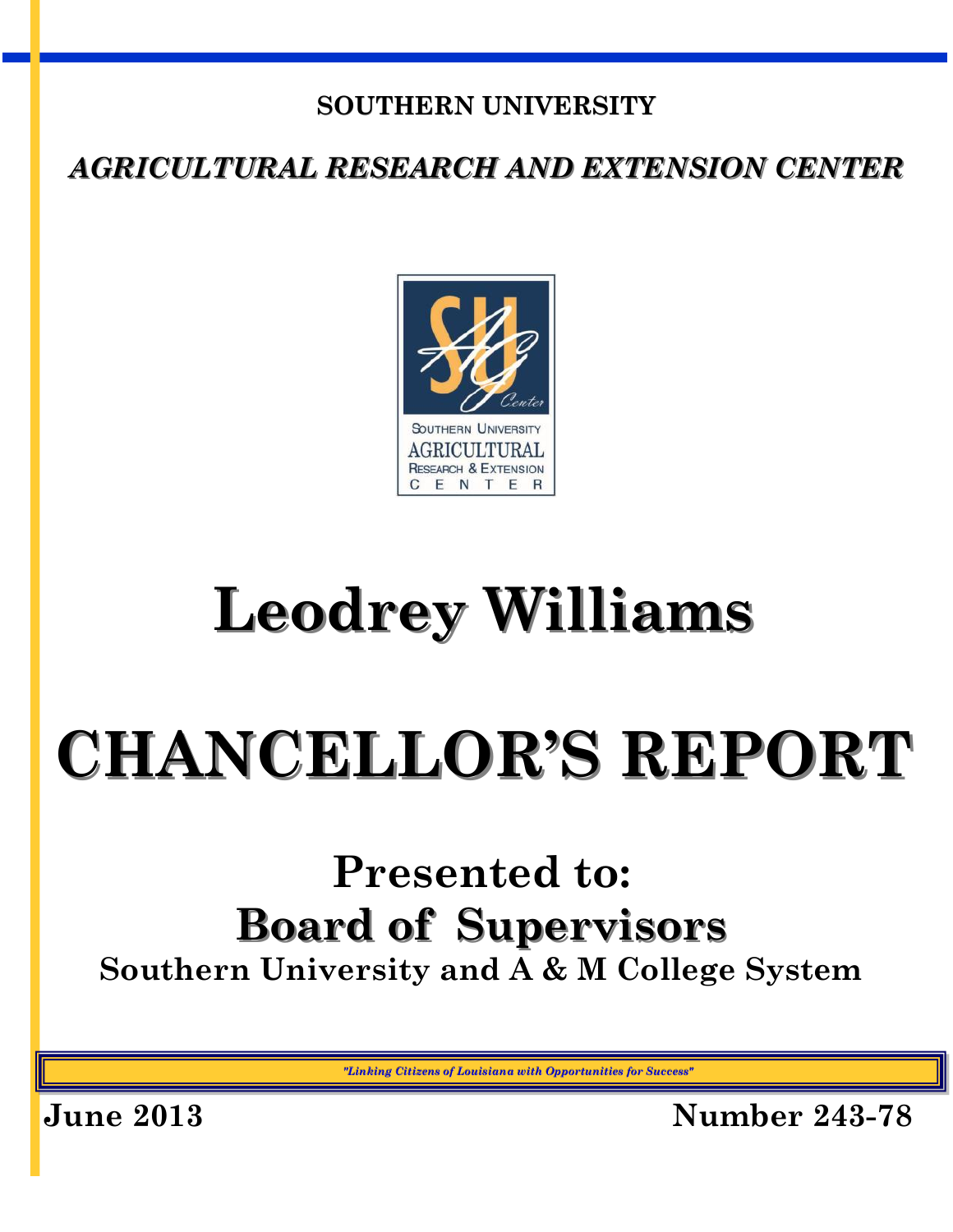**SOUTHERN UNIVERSITY**

## *AGRICULTURAL RESEARCH AND EXTENSION CENTER*

# Leodrey Williams

# CHANCELLOR'S REPORT

## Presented to:
## Board of Supervisors

**Southern University and A & M College System**

*"Linking Citizens of Louisiana with Opportunities for Success"*

**June 2013** **Number 243-78**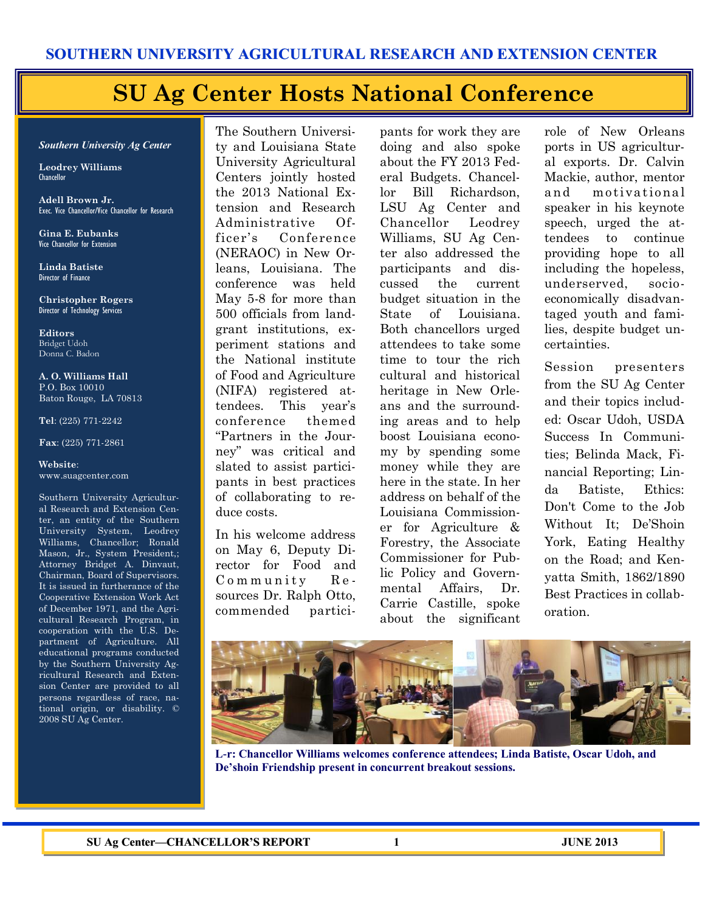**SOUTHERN UNIVERSITY AGRICULTURAL RESEARCH AND EXTENSION CENTER**

# SU Ag Center Hosts National Conference

***Southern University Ag Center***

**Leodrey Williams**
Chancellor

**Adell Brown Jr.**
Exec. Vice Chancellor/Vice Chancellor for Research

**Gina E. Eubanks**
Vice Chancellor for Extension

**Linda Batiste**
Director of Finance

**Christopher Rogers**
Director of Technology Services

**Editors**
Bridget Udoh
Donna C. Badon

**A. O. Williams Hall**
P.O. Box 10010
Baton Rouge, LA 70813

**Tel**: (225) 771-2242

**Fax**: (225) 771-2861

**Website**:
www.suagcenter.com

Southern University Agricultural Research and Extension Center, an entity of the Southern University System, Leodrey Williams, Chancellor; Ronald Mason, Jr., System President,; Attorney Bridget A. Dinvaut, Chairman, Board of Supervisors. It is issued in furtherance of the Cooperative Extension Work Act of December 1971, and the Agricultural Research Program, in cooperation with the U.S. Department of Agriculture. All educational programs conducted by the Southern University Agricultural Research and Extension Center are provided to all persons regardless of race, national origin, or disability. © 2008 SU Ag Center.

The Southern University and Louisiana State University Agricultural Centers jointly hosted the 2013 National Extension and Research Administrative Officer's Conference (NERAOC) in New Orleans, Louisiana. The conference was held May 5-8 for more than 500 officials from land-grant institutions, experiment stations and the National institute of Food and Agriculture (NIFA) registered attendees. This year's conference themed "Partners in the Journey" was critical and slated to assist participants in best practices of collaborating to reduce costs.

In his welcome address on May 6, Deputy Director for Food and Community Resources Dr. Ralph Otto, commended participants for work they are doing and also spoke about the FY 2013 Federal Budgets. Chancellor Bill Richardson, LSU Ag Center and Chancellor Leodrey Williams, SU Ag Center also addressed the participants and discussed the current budget situation in the State of Louisiana. Both chancellors urged attendees to take some time to tour the rich cultural and historical heritage in New Orleans and the surrounding areas and to help boost Louisiana economy by spending some money while they are here in the state. In her address on behalf of the Louisiana Commissioner for Agriculture & Forestry, the Associate Commissioner for Public Policy and Governmental Affairs, Dr. Carrie Castille, spoke about the significant role of New Orleans ports in US agricultural exports. Dr. Calvin Mackie, author, mentor and motivational speaker in his keynote speech, urged the attendees to continue providing hope to all including the hopeless, underserved, socio-economically disadvantaged youth and families, despite budget uncertainties.

Session presenters from the SU Ag Center and their topics included: Oscar Udoh, USDA Success In Communities; Belinda Mack, Financial Reporting; Linda Batiste, Ethics: Don't Come to the Job Without It; De'Shoin York, Eating Healthy on the Road; and Kenyatta Smith, 1862/1890 Best Practices in collaboration.

**L-r: Chancellor Williams welcomes conference attendees; Linda Batiste, Oscar Udoh, and De'shoin Friendship present in concurrent breakout sessions.**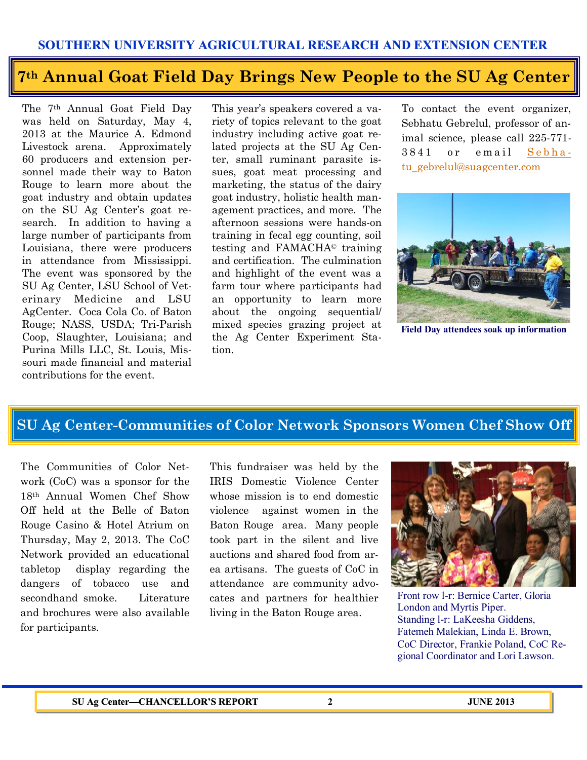SOUTHERN UNIVERSITY AGRICULTURAL RESEARCH AND EXTENSION CENTER

# 7th Annual Goat Field Day Brings New People to the SU Ag Center

The 7th Annual Goat Field Day was held on Saturday, May 4, 2013 at the Maurice A. Edmond Livestock arena. Approximately 60 producers and extension personnel made their way to Baton Rouge to learn more about the goat industry and obtain updates on the SU Ag Center's goat research. In addition to having a large number of participants from Louisiana, there were producers in attendance from Mississippi. The event was sponsored by the SU Ag Center, LSU School of Veterinary Medicine and LSU AgCenter. Coca Cola Co. of Baton Rouge; NASS, USDA; Tri-Parish Coop, Slaughter, Louisiana; and Purina Mills LLC, St. Louis, Missouri made financial and material contributions for the event.

This year's speakers covered a variety of topics relevant to the goat industry including active goat related projects at the SU Ag Center, small ruminant parasite issues, goat meat processing and marketing, the status of the dairy goat industry, holistic health management practices, and more. The afternoon sessions were hands-on training in fecal egg counting, soil testing and FAMACHA© training and certification. The culmination and highlight of the event was a farm tour where participants had an opportunity to learn more about the ongoing sequential/ mixed species grazing project at the Ag Center Experiment Station.

To contact the event organizer, Sebhatu Gebrelul, professor of animal science, please call 225-771-3841 or email Sebhatu_gebrelul@suagcenter.com

Field Day attendees soak up information

# SU Ag Center-Communities of Color Network Sponsors Women Chef Show Off

The Communities of Color Network (CoC) was a sponsor for the 18th Annual Women Chef Show Off held at the Belle of Baton Rouge Casino & Hotel Atrium on Thursday, May 2, 2013. The CoC Network provided an educational tabletop display regarding the dangers of tobacco use and secondhand smoke. Literature and brochures were also available for participants.

This fundraiser was held by the IRIS Domestic Violence Center whose mission is to end domestic violence against women in the Baton Rouge area. Many people took part in the silent and live auctions and shared food from area artisans. The guests of CoC in attendance are community advocates and partners for healthier living in the Baton Rouge area.

Front row l-r: Bernice Carter, Gloria London and Myrtis Piper.
Standing l-r: LaKeesha Giddens, Fatemeh Malekian, Linda E. Brown, CoC Director, Frankie Poland, CoC Regional Coordinator and Lori Lawson.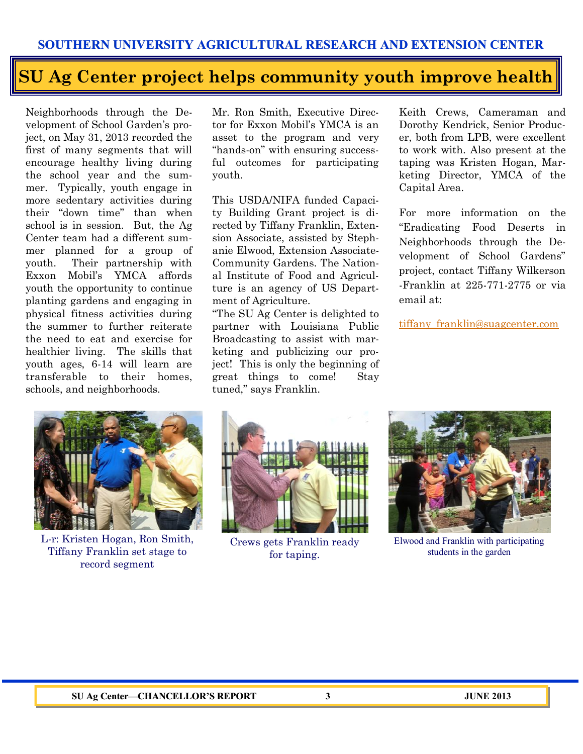SOUTHERN UNIVERSITY AGRICULTURAL RESEARCH AND EXTENSION CENTER

# SU Ag Center project helps community youth improve health

Neighborhoods through the Development of School Garden's project, on May 31, 2013 recorded the first of many segments that will encourage healthy living during the school year and the summer. Typically, youth engage in more sedentary activities during their "down time" than when school is in session. But, the Ag Center team had a different summer planned for a group of youth. Their partnership with Exxon Mobil's YMCA affords youth the opportunity to continue planting gardens and engaging in physical fitness activities during the summer to further reiterate the need to eat and exercise for healthier living. The skills that youth ages, 6-14 will learn are transferable to their homes, schools, and neighborhoods.

Mr. Ron Smith, Executive Director for Exxon Mobil's YMCA is an asset to the program and very "hands-on" with ensuring successful outcomes for participating youth.

This USDA/NIFA funded Capacity Building Grant project is directed by Tiffany Franklin, Extension Associate, assisted by Stephanie Elwood, Extension Associate-Community Gardens. The National Institute of Food and Agriculture is an agency of US Department of Agriculture.

"The SU Ag Center is delighted to partner with Louisiana Public Broadcasting to assist with marketing and publicizing our project! This is only the beginning of great things to come! Stay tuned," says Franklin.

Keith Crews, Cameraman and Dorothy Kendrick, Senior Producer, both from LPB, were excellent to work with. Also present at the taping was Kristen Hogan, Marketing Director, YMCA of the Capital Area.

For more information on the "Eradicating Food Deserts in Neighborhoods through the Development of School Gardens" project, contact Tiffany Wilkerson-Franklin at 225-771-2775 or via email at:

tiffany_franklin@suagcenter.com

L-r: Kristen Hogan, Ron Smith, Tiffany Franklin set stage to record segment

Crews gets Franklin ready for taping.

Elwood and Franklin with participating students in the garden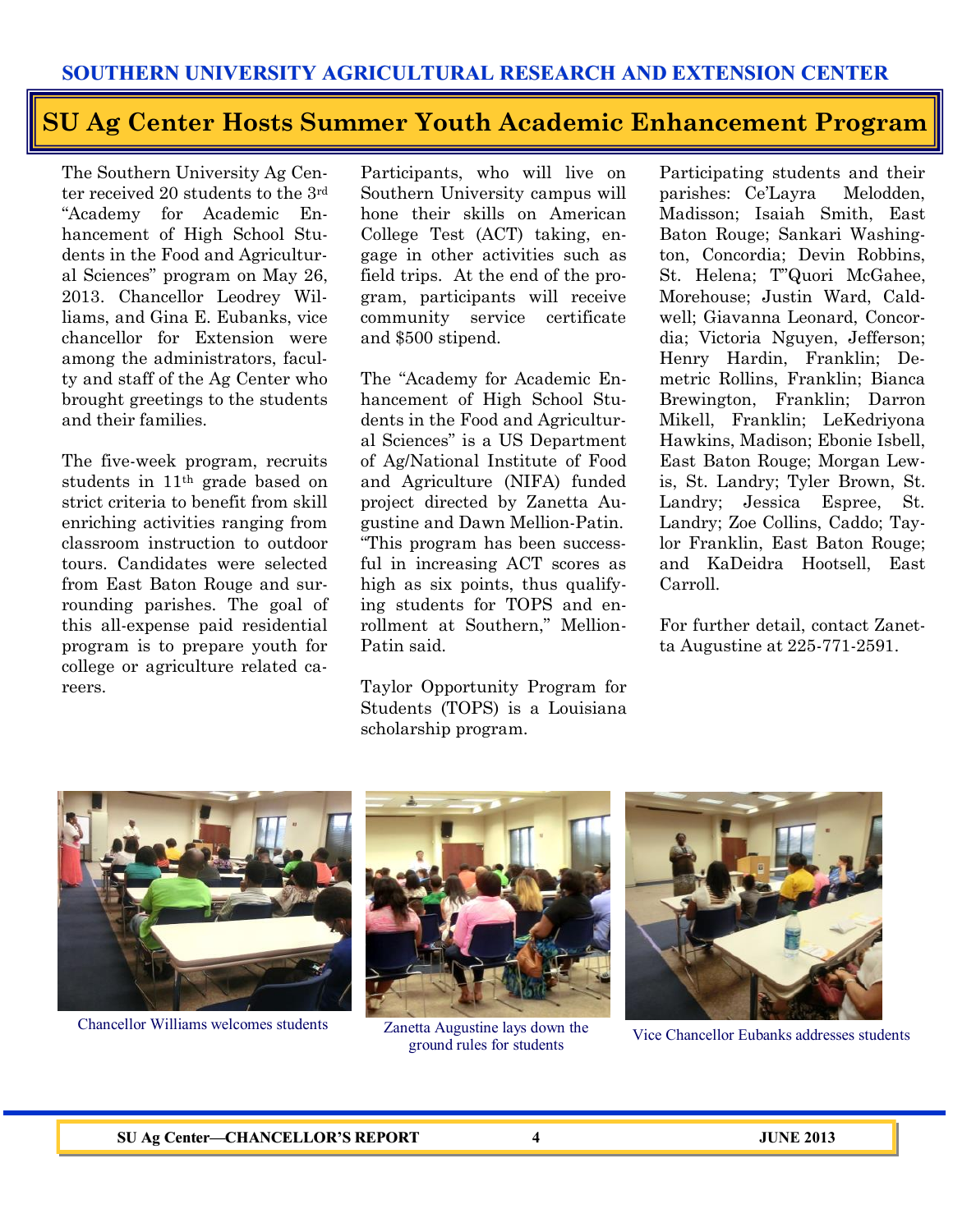## SU Ag Center Hosts Summer Youth Academic Enhancement Program

The Southern University Ag Center received 20 students to the 3rd "Academy for Academic Enhancement of High School Students in the Food and Agricultural Sciences" program on May 26, 2013. Chancellor Leodrey Williams, and Gina E. Eubanks, vice chancellor for Extension were among the administrators, faculty and staff of the Ag Center who brought greetings to the students and their families.

The five-week program, recruits students in 11th grade based on strict criteria to benefit from skill enriching activities ranging from classroom instruction to outdoor tours. Candidates were selected from East Baton Rouge and surrounding parishes. The goal of this all-expense paid residential program is to prepare youth for college or agriculture related careers.

Participants, who will live on Southern University campus will hone their skills on American College Test (ACT) taking, engage in other activities such as field trips. At the end of the program, participants will receive community service certificate and $500 stipend.

The "Academy for Academic Enhancement of High School Students in the Food and Agricultural Sciences" is a US Department of Ag/National Institute of Food and Agriculture (NIFA) funded project directed by Zanetta Augustine and Dawn Mellion-Patin. "This program has been successful in increasing ACT scores as high as six points, thus qualifying students for TOPS and enrollment at Southern," Mellion-Patin said.

Taylor Opportunity Program for Students (TOPS) is a Louisiana scholarship program.

Participating students and their parishes: Ce'Layra Melodden, Madisson; Isaiah Smith, East Baton Rouge; Sankari Washington, Concordia; Devin Robbins, St. Helena; T"Quori McGahee, Morehouse; Justin Ward, Caldwell; Giavanna Leonard, Concordia; Victoria Nguyen, Jefferson; Henry Hardin, Franklin; Demetric Rollins, Franklin; Bianca Brewington, Franklin; Darron Mikell, Franklin; LeKedriyona Hawkins, Madison; Ebonie Isbell, East Baton Rouge; Morgan Lewis, St. Landry; Tyler Brown, St. Landry; Jessica Espree, St. Landry; Zoe Collins, Caddo; Taylor Franklin, East Baton Rouge; and KaDeidra Hootsell, East Carroll.

For further detail, contact Zanetta Augustine at 225-771-2591.

Chancellor Williams welcomes students

Zanetta Augustine lays down the ground rules for students

Vice Chancellor Eubanks addresses students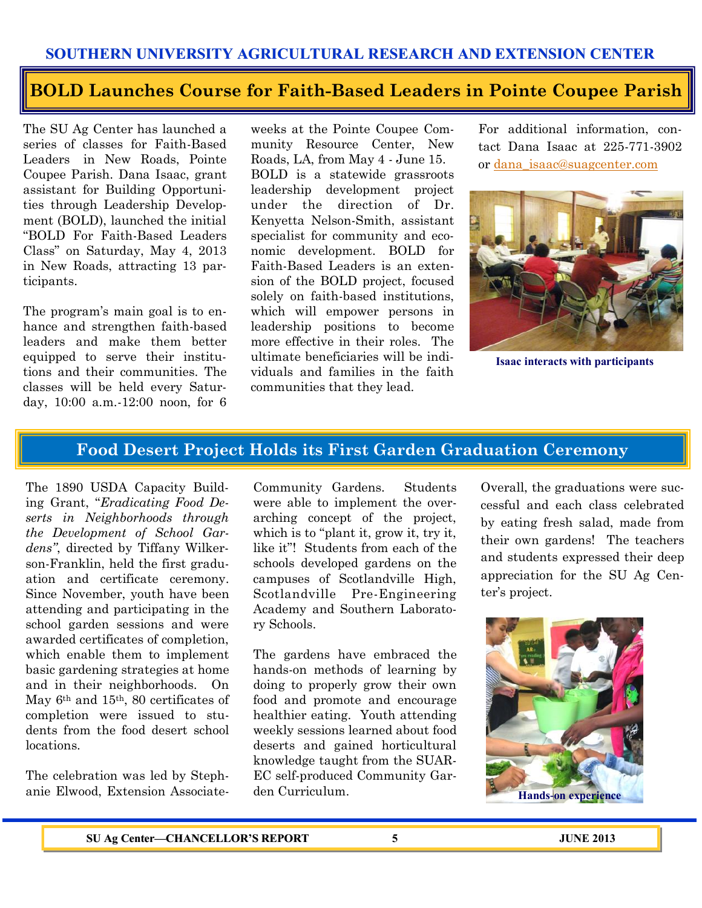SOUTHERN UNIVERSITY AGRICULTURAL RESEARCH AND EXTENSION CENTER

## BOLD Launches Course for Faith-Based Leaders in Pointe Coupee Parish

The SU Ag Center has launched a series of classes for Faith-Based Leaders in New Roads, Pointe Coupee Parish. Dana Isaac, grant assistant for Building Opportunities through Leadership Development (BOLD), launched the initial "BOLD For Faith-Based Leaders Class" on Saturday, May 4, 2013 in New Roads, attracting 13 participants.

The program's main goal is to enhance and strengthen faith-based leaders and make them better equipped to serve their institutions and their communities. The classes will be held every Saturday, 10:00 a.m.-12:00 noon, for 6 weeks at the Pointe Coupee Community Resource Center, New Roads, LA, from May 4 - June 15.

BOLD is a statewide grassroots leadership development project under the direction of Dr. Kenyetta Nelson-Smith, assistant specialist for community and economic development. BOLD for Faith-Based Leaders is an extension of the BOLD project, focused solely on faith-based institutions, which will empower persons in leadership positions to become more effective in their roles. The ultimate beneficiaries will be individuals and families in the faith communities that they lead.

For additional information, contact Dana Isaac at 225-771-3902 or dana_isaac@suagcenter.com

Isaac interacts with participants

## Food Desert Project Holds its First Garden Graduation Ceremony

The 1890 USDA Capacity Building Grant, "*Eradicating Food Deserts in Neighborhoods through the Development of School Gardens*", directed by Tiffany Wilkerson-Franklin, held the first graduation and certificate ceremony. Since November, youth have been attending and participating in the school garden sessions and were awarded certificates of completion, which enable them to implement basic gardening strategies at home and in their neighborhoods. On May 6th and 15th, 80 certificates of completion were issued to students from the food desert school locations.

The celebration was led by Stephanie Elwood, Extension Associate-Community Gardens. Students were able to implement the overarching concept of the project, which is to "plant it, grow it, try it, like it"! Students from each of the schools developed gardens on the campuses of Scotlandville High, Scotlandville Pre-Engineering Academy and Southern Laboratory Schools.

The gardens have embraced the hands-on methods of learning by doing to properly grow their own food and promote and encourage healthier eating. Youth attending weekly sessions learned about food deserts and gained horticultural knowledge taught from the SUAREC self-produced Community Garden Curriculum.

Overall, the graduations were successful and each class celebrated by eating fresh salad, made from their own gardens! The teachers and students expressed their deep appreciation for the SU Ag Center's project.

Hands-on experience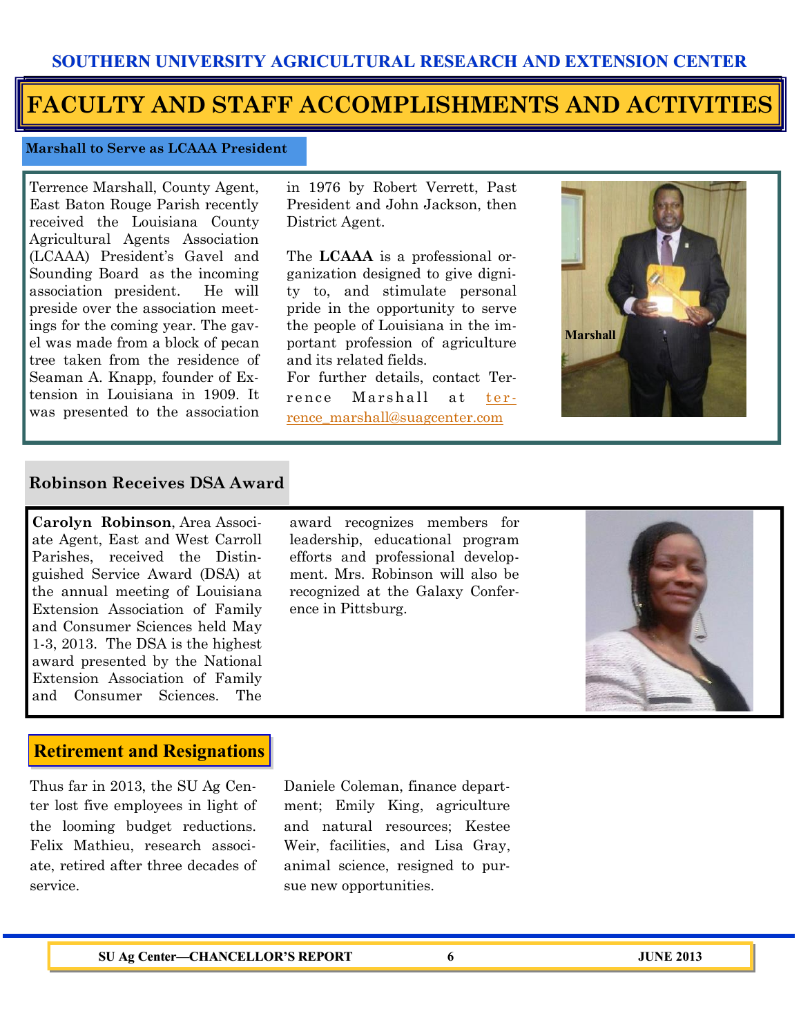SOUTHERN UNIVERSITY AGRICULTURAL RESEARCH AND EXTENSION CENTER

# FACULTY AND STAFF ACCOMPLISHMENTS AND ACTIVITIES

## Marshall to Serve as LCAAA President

Terrence Marshall, County Agent, East Baton Rouge Parish recently received the Louisiana County Agricultural Agents Association (LCAAA) President's Gavel and Sounding Board as the incoming association president. He will preside over the association meetings for the coming year. The gavel was made from a block of pecan tree taken from the residence of Seaman A. Knapp, founder of Extension in Louisiana in 1909. It was presented to the association in 1976 by Robert Verrett, Past President and John Jackson, then District Agent.

The **LCAAA** is a professional organization designed to give dignity to, and stimulate personal pride in the opportunity to serve the people of Louisiana in the important profession of agriculture and its related fields.

For further details, contact Terrence Marshall at terrence_marshall@suagcenter.com

Marshall

## Robinson Receives DSA Award

**Carolyn Robinson**, Area Associate Agent, East and West Carroll Parishes, received the Distinguished Service Award (DSA) at the annual meeting of Louisiana Extension Association of Family and Consumer Sciences held May 1-3, 2013. The DSA is the highest award presented by the National Extension Association of Family and Consumer Sciences. The award recognizes members for leadership, educational program efforts and professional development. Mrs. Robinson will also be recognized at the Galaxy Conference in Pittsburg.

## Retirement and Resignations

Thus far in 2013, the SU Ag Center lost five employees in light of the looming budget reductions. Felix Mathieu, research associate, retired after three decades of service.

Daniele Coleman, finance department; Emily King, agriculture and natural resources; Kestee Weir, facilities, and Lisa Gray, animal science, resigned to pursue new opportunities.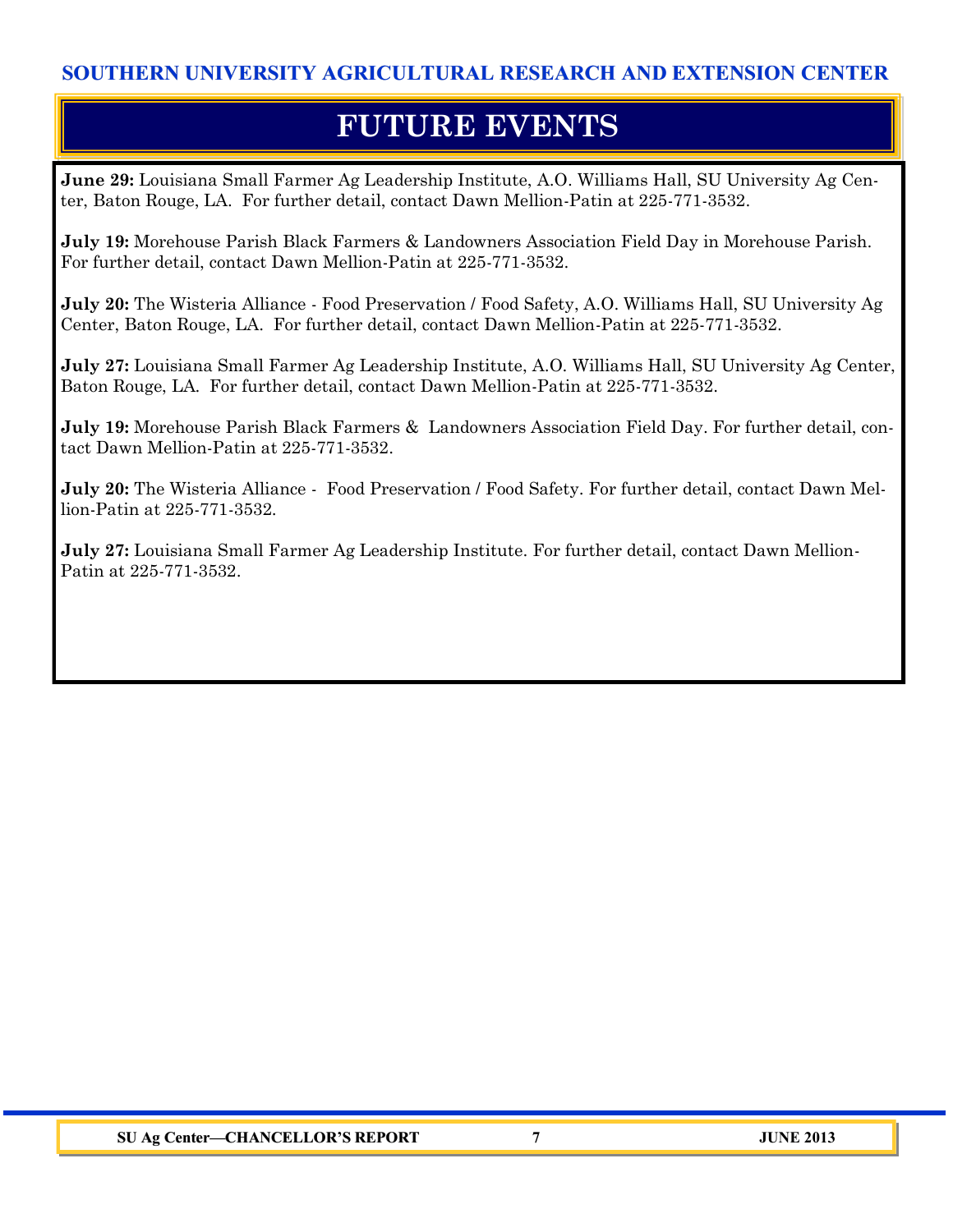## SOUTHERN UNIVERSITY AGRICULTURAL RESEARCH AND EXTENSION CENTER

# FUTURE EVENTS

**June 29:** Louisiana Small Farmer Ag Leadership Institute, A.O. Williams Hall, SU University Ag Center, Baton Rouge, LA. For further detail, contact Dawn Mellion-Patin at 225-771-3532.

**July 19:** Morehouse Parish Black Farmers & Landowners Association Field Day in Morehouse Parish. For further detail, contact Dawn Mellion-Patin at 225-771-3532.

**July 20:** The Wisteria Alliance - Food Preservation / Food Safety, A.O. Williams Hall, SU University Ag Center, Baton Rouge, LA. For further detail, contact Dawn Mellion-Patin at 225-771-3532.

**July 27:** Louisiana Small Farmer Ag Leadership Institute, A.O. Williams Hall, SU University Ag Center, Baton Rouge, LA. For further detail, contact Dawn Mellion-Patin at 225-771-3532.

**July 19:** Morehouse Parish Black Farmers & Landowners Association Field Day. For further detail, contact Dawn Mellion-Patin at 225-771-3532.

**July 20:** The Wisteria Alliance - Food Preservation / Food Safety. For further detail, contact Dawn Mellion-Patin at 225-771-3532.

**July 27:** Louisiana Small Farmer Ag Leadership Institute. For further detail, contact Dawn Mellion-Patin at 225-771-3532.